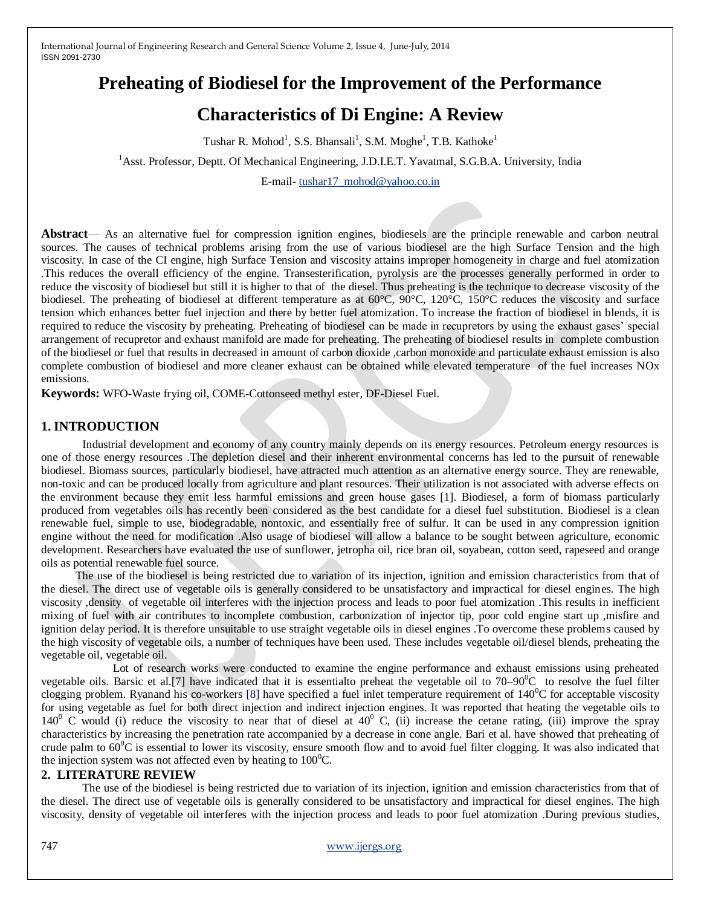# Preheating of Biodiesel for the Improvement of the Performance Characteristics of Di Engine: A Review

Tushar R. Mohod[1], S.S. Bhansali[1], S.M. Moghe[1], T.B. Kathoke[1]

[1]Asst. Professor, Deptt. Of Mechanical Engineering, J.D.I.E.T. Yavatmal, S.G.B.A. University, India

E-mail- tushar17_mohod@yahoo.co.in

**Abstract**— As an alternative fuel for compression ignition engines, biodiesels are the principle renewable and carbon neutral sources. The causes of technical problems arising from the use of various biodiesel are the high Surface Tension and the high viscosity. In case of the CI engine, high Surface Tension and viscosity attains improper homogeneity in charge and fuel atomization .This reduces the overall efficiency of the engine. Transesterification, pyrolysis are the processes generally performed in order to reduce the viscosity of biodiesel but still it is higher to that of the diesel. Thus preheating is the technique to decrease viscosity of the biodiesel. The preheating of biodiesel at different temperature as at 60°C, 90°C, 120°C, 150°C reduces the viscosity and surface tension which enhances better fuel injection and there by better fuel atomization. To increase the fraction of biodiesel in blends, it is required to reduce the viscosity by preheating. Preheating of biodiesel can be made in recupretors by using the exhaust gases' special arrangement of recupretor and exhaust manifold are made for preheating. The preheating of biodiesel results in complete combustion of the biodiesel or fuel that results in decreased in amount of carbon dioxide ,carbon monoxide and particulate exhaust emission is also complete combustion of biodiesel and more cleaner exhaust can be obtained while elevated temperature of the fuel increases NOx emissions.

**Keywords:** WFO-Waste frying oil, COME-Cottonseed methyl ester, DF-Diesel Fuel.

## 1. INTRODUCTION

Industrial development and economy of any country mainly depends on its energy resources. Petroleum energy resources is one of those energy resources .The depletion diesel and their inherent environmental concerns has led to the pursuit of renewable biodiesel. Biomass sources, particularly biodiesel, have attracted much attention as an alternative energy source. They are renewable, non-toxic and can be produced locally from agriculture and plant resources. Their utilization is not associated with adverse effects on the environment because they emit less harmful emissions and green house gases [1]. Biodiesel, a form of biomass particularly produced from vegetables oils has recently been considered as the best candidate for a diesel fuel substitution. Biodiesel is a clean renewable fuel, simple to use, biodegradable, nontoxic, and essentially free of sulfur. It can be used in any compression ignition engine without the need for modification .Also usage of biodiesel will allow a balance to be sought between agriculture, economic development. Researchers have evaluated the use of sunflower, jetropha oil, rice bran oil, soyabean, cotton seed, rapeseed and orange oils as potential renewable fuel source.

The use of the biodiesel is being restricted due to variation of its injection, ignition and emission characteristics from that of the diesel. The direct use of vegetable oils is generally considered to be unsatisfactory and impractical for diesel engines. The high viscosity ,density of vegetable oil interferes with the injection process and leads to poor fuel atomization .This results in inefficient mixing of fuel with air contributes to incomplete combustion, carbonization of injector tip, poor cold engine start up ,misfire and ignition delay period. It is therefore unsuitable to use straight vegetable oils in diesel engines .To overcome these problems caused by the high viscosity of vegetable oils, a number of techniques have been used. These includes vegetable oil/diesel blends, preheating the vegetable oil, vegetable oil.

Lot of research works were conducted to examine the engine performance and exhaust emissions using preheated vegetable oils. Barsic et al.[7] have indicated that it is essentialto preheat the vegetable oil to 70–90$^0$C to resolve the fuel filter clogging problem. Ryanand his co-workers [8] have specified a fuel inlet temperature requirement of 140$^0$C for acceptable viscosity for using vegetable as fuel for both direct injection and indirect injection engines. It was reported that heating the vegetable oils to 140$^0$ C would (i) reduce the viscosity to near that of diesel at 40$^0$ C, (ii) increase the cetane rating, (iii) improve the spray characteristics by increasing the penetration rate accompanied by a decrease in cone angle. Bari et al. have showed that preheating of crude palm to 60$^0$C is essential to lower its viscosity, ensure smooth flow and to avoid fuel filter clogging. It was also indicated that the injection system was not affected even by heating to 100$^0$C.

## 2. LITERATURE REVIEW

The use of the biodiesel is being restricted due to variation of its injection, ignition and emission characteristics from that of the diesel. The direct use of vegetable oils is generally considered to be unsatisfactory and impractical for diesel engines. The high viscosity, density of vegetable oil interferes with the injection process and leads to poor fuel atomization .During previous studies,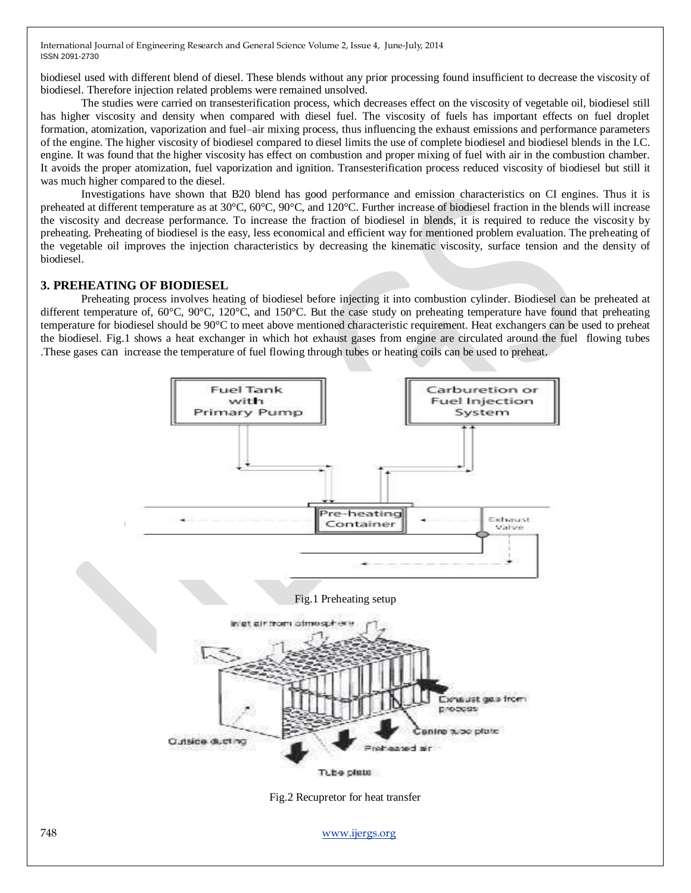biodiesel used with different blend of diesel. These blends without any prior processing found insufficient to decrease the viscosity of biodiesel. Therefore injection related problems were remained unsolved.

The studies were carried on transesterification process, which decreases effect on the viscosity of vegetable oil, biodiesel still has higher viscosity and density when compared with diesel fuel. The viscosity of fuels has important effects on fuel droplet formation, atomization, vaporization and fuel–air mixing process, thus influencing the exhaust emissions and performance parameters of the engine. The higher viscosity of biodiesel compared to diesel limits the use of complete biodiesel and biodiesel blends in the I.C. engine. It was found that the higher viscosity has effect on combustion and proper mixing of fuel with air in the combustion chamber. It avoids the proper atomization, fuel vaporization and ignition. Transesterification process reduced viscosity of biodiesel but still it was much higher compared to the diesel.

Investigations have shown that B20 blend has good performance and emission characteristics on CI engines. Thus it is preheated at different temperature as at 30°C, 60°C, 90°C, and 120°C. Further increase of biodiesel fraction in the blends will increase the viscosity and decrease performance. To increase the fraction of biodiesel in blends, it is required to reduce the viscosity by preheating. Preheating of biodiesel is the easy, less economical and efficient way for mentioned problem evaluation. The preheating of the vegetable oil improves the injection characteristics by decreasing the kinematic viscosity, surface tension and the density of biodiesel.

## 3. PREHEATING OF BIODIESEL

Preheating process involves heating of biodiesel before injecting it into combustion cylinder. Biodiesel can be preheated at different temperature of, 60°C, 90°C, 120°C, and 150°C. But the case study on preheating temperature have found that preheating temperature for biodiesel should be 90°C to meet above mentioned characteristic requirement. Heat exchangers can be used to preheat the biodiesel. Fig.1 shows a heat exchanger in which hot exhaust gases from engine are circulated around the fuel flowing tubes .These gases can increase the temperature of fuel flowing through tubes or heating coils can be used to preheat.

Fuel Tank with Primary Pump

Carburetion or Fuel Injection System

Pre-heating Container

Exhaust Valve

Fig.1 Preheating setup

Inlet air from atmosphere

Exhaust gas from process

Centre tube plate

Outside ducting

Preheated air

Tube plate

Fig.2 Recupretor for heat transfer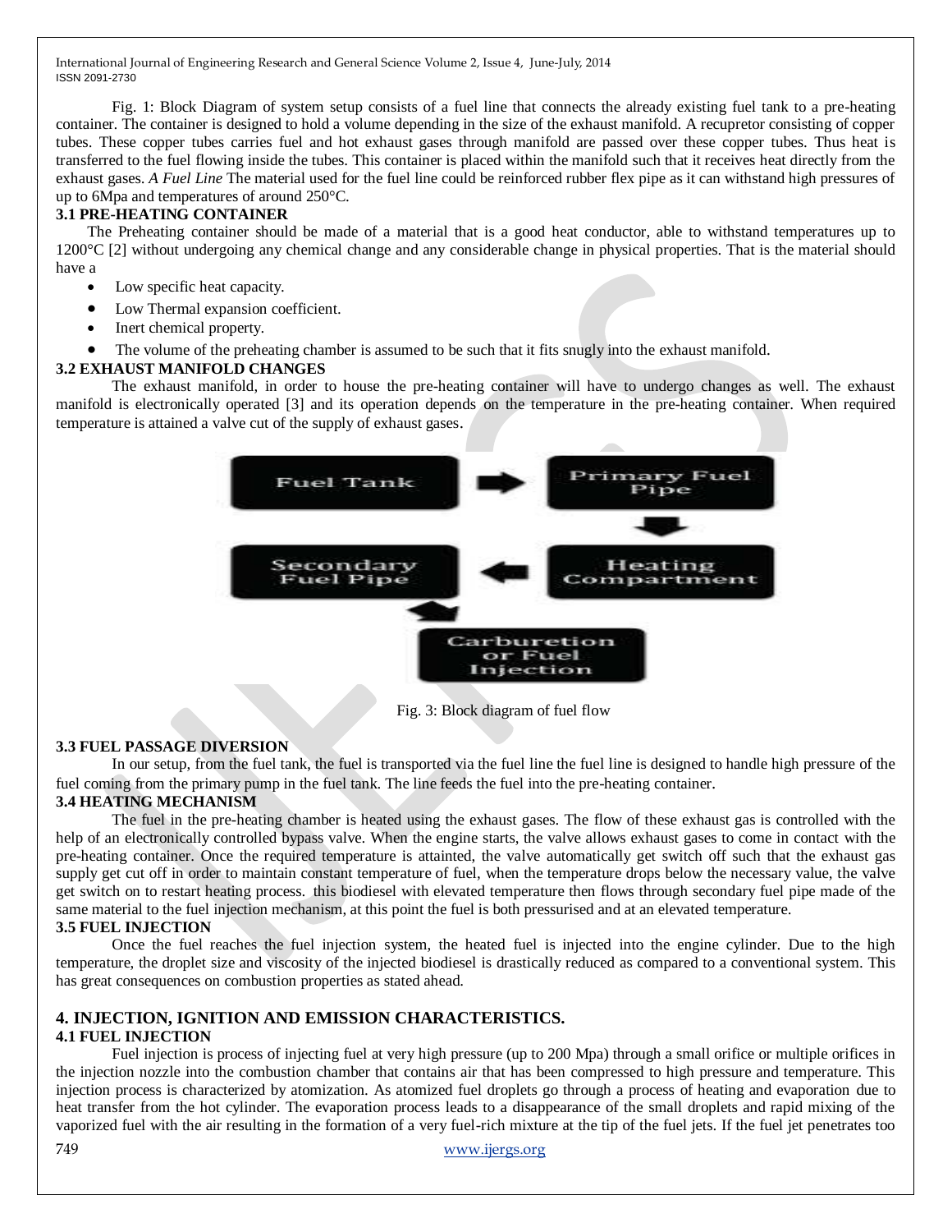Fig. 1: Block Diagram of system setup consists of a fuel line that connects the already existing fuel tank to a pre-heating container. The container is designed to hold a volume depending in the size of the exhaust manifold. A recupretor consisting of copper tubes. These copper tubes carries fuel and hot exhaust gases through manifold are passed over these copper tubes. Thus heat is transferred to the fuel flowing inside the tubes. This container is placed within the manifold such that it receives heat directly from the exhaust gases. *A Fuel Line* The material used for the fuel line could be reinforced rubber flex pipe as it can withstand high pressures of up to 6Mpa and temperatures of around 250°C.

### 3.1 PRE-HEATING CONTAINER

The Preheating container should be made of a material that is a good heat conductor, able to withstand temperatures up to 1200°C [2] without undergoing any chemical change and any considerable change in physical properties. That is the material should have a

- Low specific heat capacity.
- Low Thermal expansion coefficient.
- Inert chemical property.
- The volume of the preheating chamber is assumed to be such that it fits snugly into the exhaust manifold.

### 3.2 EXHAUST MANIFOLD CHANGES

The exhaust manifold, in order to house the pre-heating container will have to undergo changes as well. The exhaust manifold is electronically operated [3] and its operation depends on the temperature in the pre-heating container. When required temperature is attained a valve cut of the supply of exhaust gases.

Fuel Tank → Primary Fuel Pipe → Heating Compartment → Secondary Fuel Pipe → Carburetion or Fuel Injection

Fig. 3: Block diagram of fuel flow

### 3.3 FUEL PASSAGE DIVERSION

In our setup, from the fuel tank, the fuel is transported via the fuel line the fuel line is designed to handle high pressure of the fuel coming from the primary pump in the fuel tank. The line feeds the fuel into the pre-heating container.

### 3.4 HEATING MECHANISM

The fuel in the pre-heating chamber is heated using the exhaust gases. The flow of these exhaust gas is controlled with the help of an electronically controlled bypass valve. When the engine starts, the valve allows exhaust gases to come in contact with the pre-heating container. Once the required temperature is attainted, the valve automatically get switch off such that the exhaust gas supply get cut off in order to maintain constant temperature of fuel, when the temperature drops below the necessary value, the valve get switch on to restart heating process. this biodiesel with elevated temperature then flows through secondary fuel pipe made of the same material to the fuel injection mechanism, at this point the fuel is both pressurised and at an elevated temperature.

### 3.5 FUEL INJECTION

Once the fuel reaches the fuel injection system, the heated fuel is injected into the engine cylinder. Due to the high temperature, the droplet size and viscosity of the injected biodiesel is drastically reduced as compared to a conventional system. This has great consequences on combustion properties as stated ahead.

## 4. INJECTION, IGNITION AND EMISSION CHARACTERISTICS.

### 4.1 FUEL INJECTION

Fuel injection is process of injecting fuel at very high pressure (up to 200 Mpa) through a small orifice or multiple orifices in the injection nozzle into the combustion chamber that contains air that has been compressed to high pressure and temperature. This injection process is characterized by atomization. As atomized fuel droplets go through a process of heating and evaporation due to heat transfer from the hot cylinder. The evaporation process leads to a disappearance of the small droplets and rapid mixing of the vaporized fuel with the air resulting in the formation of a very fuel-rich mixture at the tip of the fuel jets. If the fuel jet penetrates too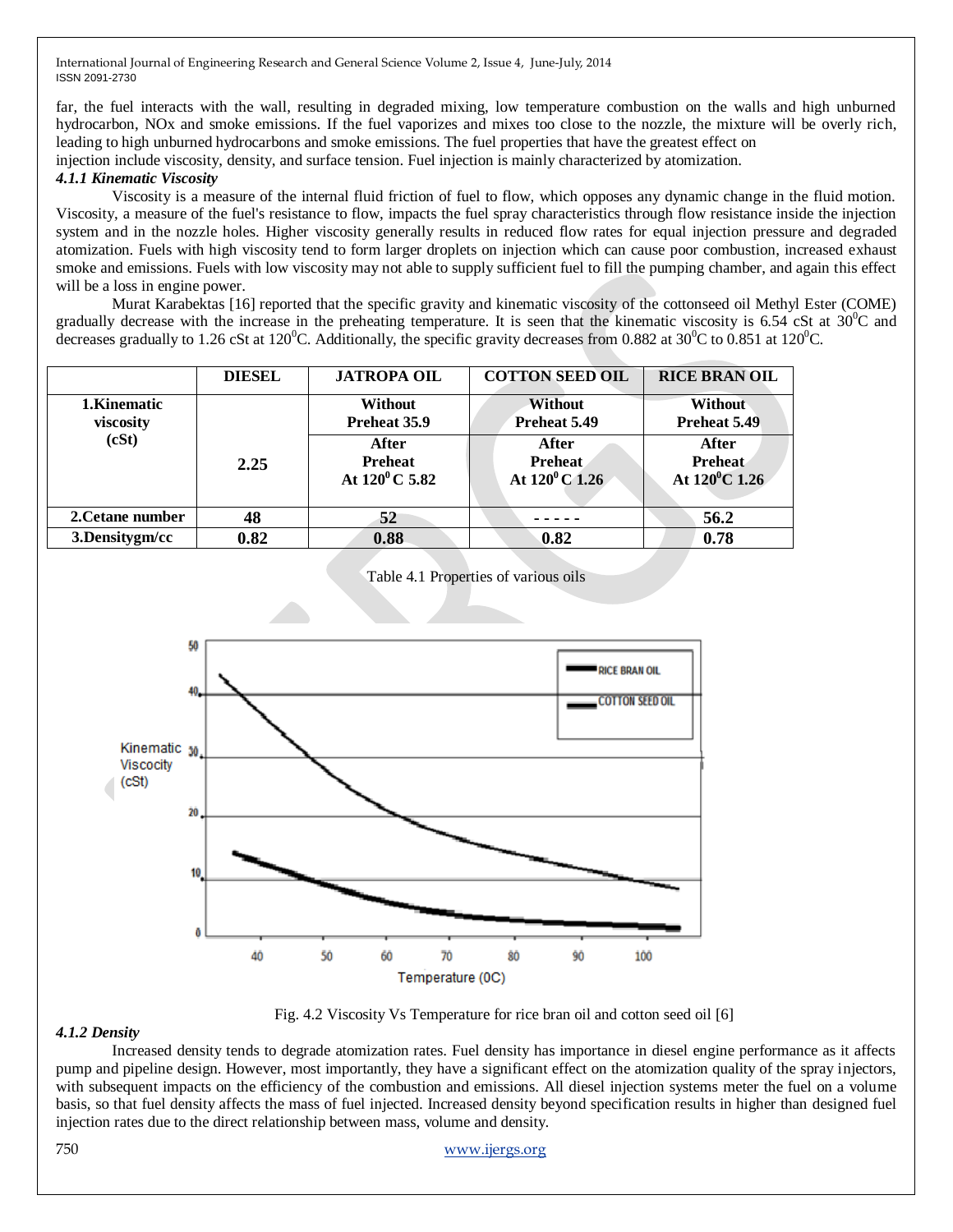far, the fuel interacts with the wall, resulting in degraded mixing, low temperature combustion on the walls and high unburned hydrocarbon, NOx and smoke emissions. If the fuel vaporizes and mixes too close to the nozzle, the mixture will be overly rich, leading to high unburned hydrocarbons and smoke emissions. The fuel properties that have the greatest effect on injection include viscosity, density, and surface tension. Fuel injection is mainly characterized by atomization.

#### *4.1.1 Kinematic Viscosity*

Viscosity is a measure of the internal fluid friction of fuel to flow, which opposes any dynamic change in the fluid motion. Viscosity, a measure of the fuel's resistance to flow, impacts the fuel spray characteristics through flow resistance inside the injection system and in the nozzle holes. Higher viscosity generally results in reduced flow rates for equal injection pressure and degraded atomization. Fuels with high viscosity tend to form larger droplets on injection which can cause poor combustion, increased exhaust smoke and emissions. Fuels with low viscosity may not able to supply sufficient fuel to fill the pumping chamber, and again this effect will be a loss in engine power.

Murat Karabektas [16] reported that the specific gravity and kinematic viscosity of the cottonseed oil Methyl Ester (COME) gradually decrease with the increase in the preheating temperature. It is seen that the kinematic viscosity is 6.54 cSt at $30^0$C and decreases gradually to 1.26 cSt at $120^0$C. Additionally, the specific gravity decreases from 0.882 at $30^0$C to 0.851 at $120^0$C.

| | DIESEL | JATROPA OIL | COTTON SEED OIL | RICE BRAN OIL |
|---|---|---|---|---|
| **1.Kinematic viscosity (cSt)** | **2.25** | **Without Preheat 35.9** | **Without Preheat 5.49** | **Without Preheat 5.49** |
| | | **After Preheat At $120^0$C 5.82** | **After Preheat At $120^0$C 1.26** | **After Preheat At $120^0$C 1.26** |
| **2.Cetane number** | **48** | **52** | **- - - - -** | **56.2** |
| **3.Densitygm/cc** | **0.82** | **0.88** | **0.82** | **0.78** |

Table 4.1 Properties of various oils

Fig. 4.2 Viscosity Vs Temperature for rice bran oil and cotton seed oil [6]

#### *4.1.2 Density*

Increased density tends to degrade atomization rates. Fuel density has importance in diesel engine performance as it affects pump and pipeline design. However, most importantly, they have a significant effect on the atomization quality of the spray injectors, with subsequent impacts on the efficiency of the combustion and emissions. All diesel injection systems meter the fuel on a volume basis, so that fuel density affects the mass of fuel injected. Increased density beyond specification results in higher than designed fuel injection rates due to the direct relationship between mass, volume and density.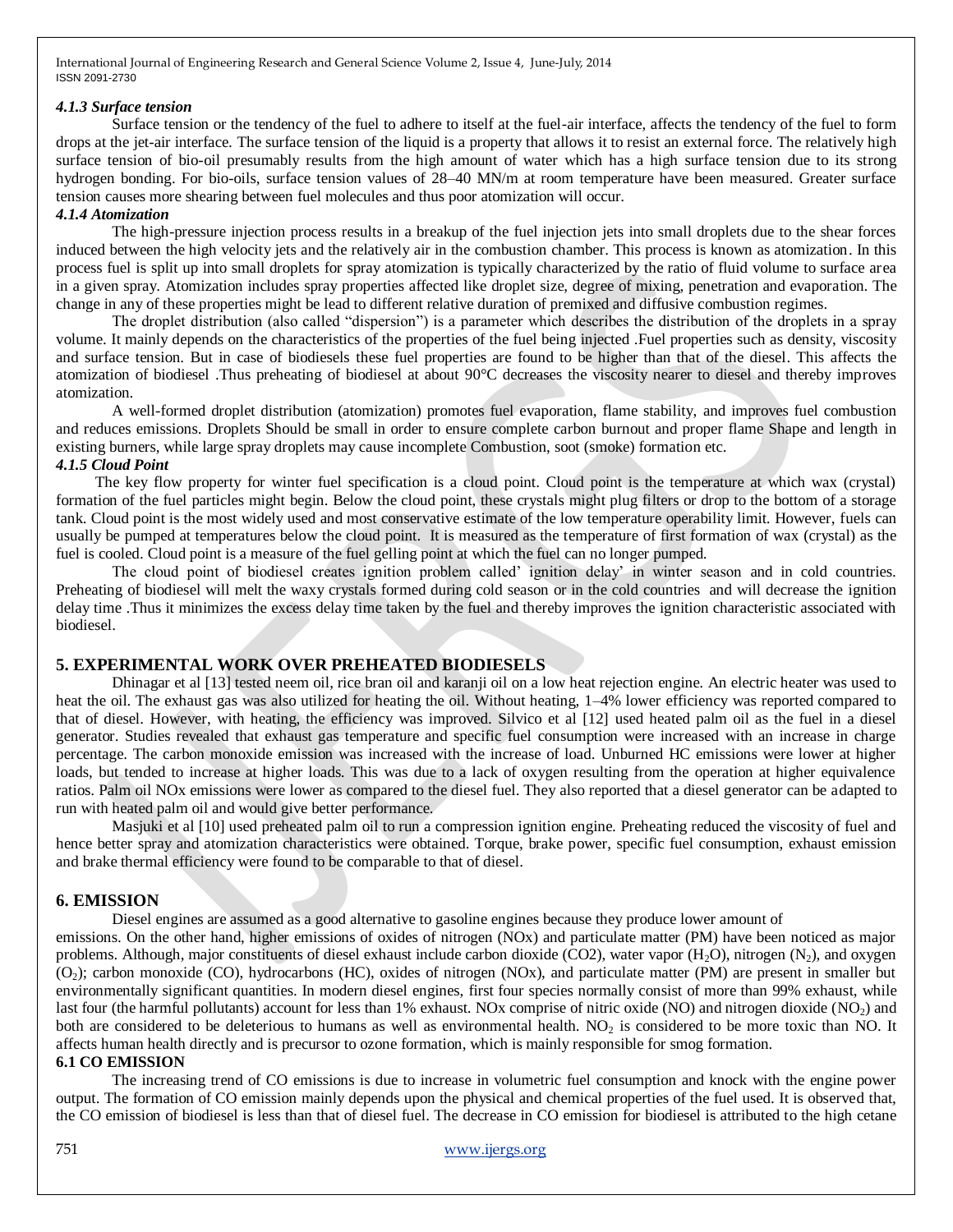#### *4.1.3 Surface tension*

Surface tension or the tendency of the fuel to adhere to itself at the fuel-air interface, affects the tendency of the fuel to form drops at the jet-air interface. The surface tension of the liquid is a property that allows it to resist an external force. The relatively high surface tension of bio-oil presumably results from the high amount of water which has a high surface tension due to its strong hydrogen bonding. For bio-oils, surface tension values of 28–40 MN/m at room temperature have been measured. Greater surface tension causes more shearing between fuel molecules and thus poor atomization will occur.

#### *4.1.4 Atomization*

The high-pressure injection process results in a breakup of the fuel injection jets into small droplets due to the shear forces induced between the high velocity jets and the relatively air in the combustion chamber. This process is known as atomization. In this process fuel is split up into small droplets for spray atomization is typically characterized by the ratio of fluid volume to surface area in a given spray. Atomization includes spray properties affected like droplet size, degree of mixing, penetration and evaporation. The change in any of these properties might be lead to different relative duration of premixed and diffusive combustion regimes.

The droplet distribution (also called "dispersion") is a parameter which describes the distribution of the droplets in a spray volume. It mainly depends on the characteristics of the properties of the fuel being injected .Fuel properties such as density, viscosity and surface tension. But in case of biodiesels these fuel properties are found to be higher than that of the diesel. This affects the atomization of biodiesel .Thus preheating of biodiesel at about 90°C decreases the viscosity nearer to diesel and thereby improves atomization.

A well-formed droplet distribution (atomization) promotes fuel evaporation, flame stability, and improves fuel combustion and reduces emissions. Droplets Should be small in order to ensure complete carbon burnout and proper flame Shape and length in existing burners, while large spray droplets may cause incomplete Combustion, soot (smoke) formation etc.

#### *4.1.5 Cloud Point*

The key flow property for winter fuel specification is a cloud point. Cloud point is the temperature at which wax (crystal) formation of the fuel particles might begin. Below the cloud point, these crystals might plug filters or drop to the bottom of a storage tank. Cloud point is the most widely used and most conservative estimate of the low temperature operability limit. However, fuels can usually be pumped at temperatures below the cloud point. It is measured as the temperature of first formation of wax (crystal) as the fuel is cooled. Cloud point is a measure of the fuel gelling point at which the fuel can no longer pumped.

The cloud point of biodiesel creates ignition problem called' ignition delay' in winter season and in cold countries. Preheating of biodiesel will melt the waxy crystals formed during cold season or in the cold countries and will decrease the ignition delay time .Thus it minimizes the excess delay time taken by the fuel and thereby improves the ignition characteristic associated with biodiesel.

## 5. EXPERIMENTAL WORK OVER PREHEATED BIODIESELS

Dhinagar et al [13] tested neem oil, rice bran oil and karanji oil on a low heat rejection engine. An electric heater was used to heat the oil. The exhaust gas was also utilized for heating the oil. Without heating, 1–4% lower efficiency was reported compared to that of diesel. However, with heating, the efficiency was improved. Silvico et al [12] used heated palm oil as the fuel in a diesel generator. Studies revealed that exhaust gas temperature and specific fuel consumption were increased with an increase in charge percentage. The carbon monoxide emission was increased with the increase of load. Unburned HC emissions were lower at higher loads, but tended to increase at higher loads. This was due to a lack of oxygen resulting from the operation at higher equivalence ratios. Palm oil NOx emissions were lower as compared to the diesel fuel. They also reported that a diesel generator can be adapted to run with heated palm oil and would give better performance.

Masjuki et al [10] used preheated palm oil to run a compression ignition engine. Preheating reduced the viscosity of fuel and hence better spray and atomization characteristics were obtained. Torque, brake power, specific fuel consumption, exhaust emission and brake thermal efficiency were found to be comparable to that of diesel.

## 6. EMISSION

Diesel engines are assumed as a good alternative to gasoline engines because they produce lower amount of emissions. On the other hand, higher emissions of oxides of nitrogen (NOx) and particulate matter (PM) have been noticed as major problems. Although, major constituents of diesel exhaust include carbon dioxide (CO2), water vapor ($H_2O$), nitrogen ($N_2$), and oxygen ($O_2$); carbon monoxide (CO), hydrocarbons (HC), oxides of nitrogen (NOx), and particulate matter (PM) are present in smaller but environmentally significant quantities. In modern diesel engines, first four species normally consist of more than 99% exhaust, while last four (the harmful pollutants) account for less than 1% exhaust. NOx comprise of nitric oxide (NO) and nitrogen dioxide ($NO_2$) and both are considered to be deleterious to humans as well as environmental health. $NO_2$ is considered to be more toxic than NO. It affects human health directly and is precursor to ozone formation, which is mainly responsible for smog formation.

### 6.1 CO EMISSION

The increasing trend of CO emissions is due to increase in volumetric fuel consumption and knock with the engine power output. The formation of CO emission mainly depends upon the physical and chemical properties of the fuel used. It is observed that, the CO emission of biodiesel is less than that of diesel fuel. The decrease in CO emission for biodiesel is attributed to the high cetane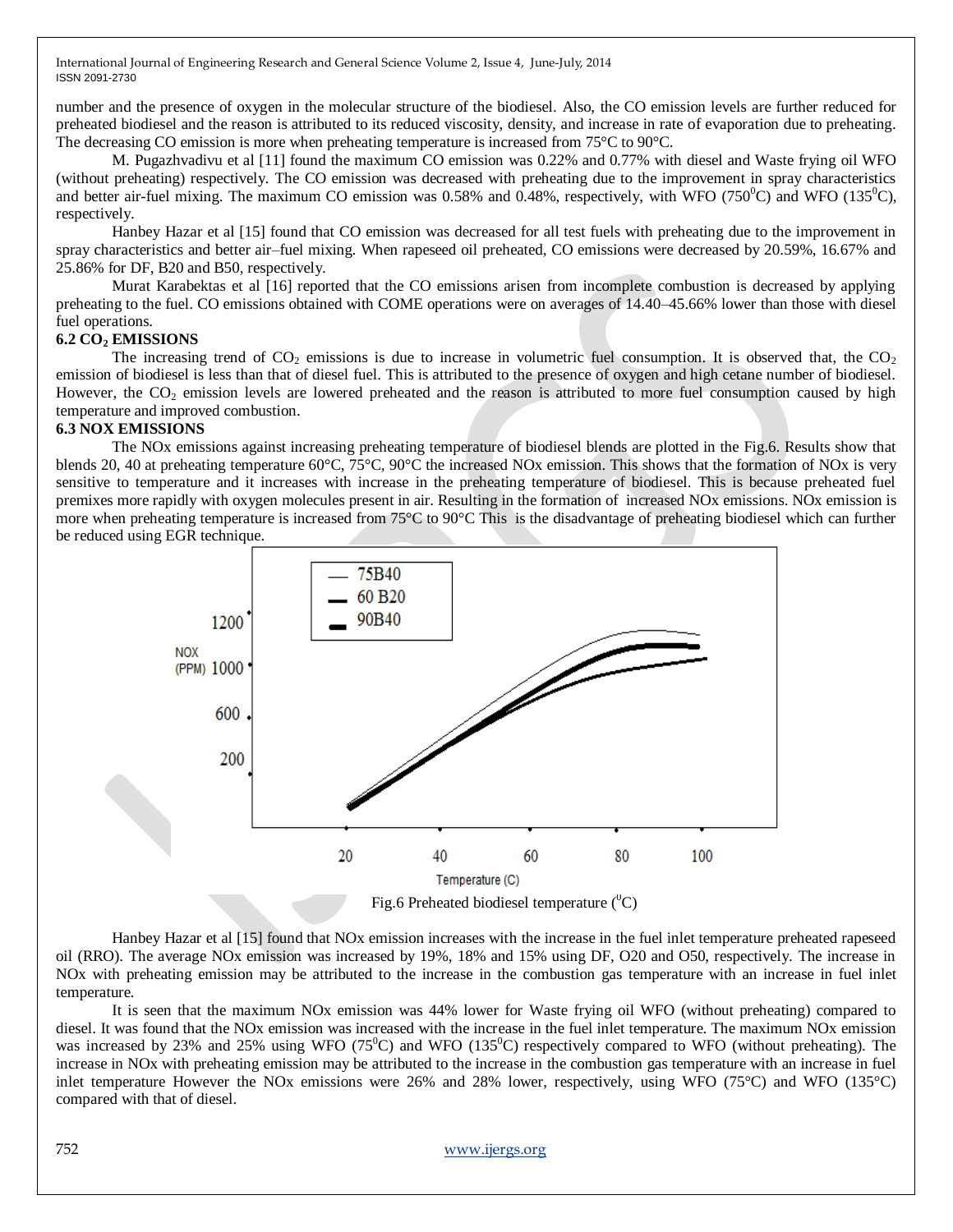number and the presence of oxygen in the molecular structure of the biodiesel. Also, the CO emission levels are further reduced for preheated biodiesel and the reason is attributed to its reduced viscosity, density, and increase in rate of evaporation due to preheating. The decreasing CO emission is more when preheating temperature is increased from 75°C to 90°C.

M. Pugazhvadivu et al [11] found the maximum CO emission was 0.22% and 0.77% with diesel and Waste frying oil WFO (without preheating) respectively. The CO emission was decreased with preheating due to the improvement in spray characteristics and better air-fuel mixing. The maximum CO emission was 0.58% and 0.48%, respectively, with WFO (750$^0$C) and WFO (135$^0$C), respectively.

Hanbey Hazar et al [15] found that CO emission was decreased for all test fuels with preheating due to the improvement in spray characteristics and better air–fuel mixing. When rapeseed oil preheated, CO emissions were decreased by 20.59%, 16.67% and 25.86% for DF, B20 and B50, respectively.

Murat Karabektas et al [16] reported that the CO emissions arisen from incomplete combustion is decreased by applying preheating to the fuel. CO emissions obtained with COME operations were on averages of 14.40–45.66% lower than those with diesel fuel operations.

### 6.2 $CO_2$ EMISSIONS

The increasing trend of $CO_2$ emissions is due to increase in volumetric fuel consumption. It is observed that, the $CO_2$ emission of biodiesel is less than that of diesel fuel. This is attributed to the presence of oxygen and high cetane number of biodiesel. However, the $CO_2$ emission levels are lowered preheated and the reason is attributed to more fuel consumption caused by high temperature and improved combustion.

### 6.3 NOX EMISSIONS

The NOx emissions against increasing preheating temperature of biodiesel blends are plotted in the Fig.6. Results show that blends 20, 40 at preheating temperature 60°C, 75°C, 90°C the increased NOx emission. This shows that the formation of NOx is very sensitive to temperature and it increases with increase in the preheating temperature of biodiesel. This is because preheated fuel premixes more rapidly with oxygen molecules present in air. Resulting in the formation of increased NOx emissions. NOx emission is more when preheating temperature is increased from 75°C to 90°C This is the disadvantage of preheating biodiesel which can further be reduced using EGR technique.

Fig.6 Preheated biodiesel temperature ($^0$C)

Hanbey Hazar et al [15] found that NOx emission increases with the increase in the fuel inlet temperature preheated rapeseed oil (RRO). The average NOx emission was increased by 19%, 18% and 15% using DF, O20 and O50, respectively. The increase in NOx with preheating emission may be attributed to the increase in the combustion gas temperature with an increase in fuel inlet temperature.

It is seen that the maximum NOx emission was 44% lower for Waste frying oil WFO (without preheating) compared to diesel. It was found that the NOx emission was increased with the increase in the fuel inlet temperature. The maximum NOx emission was increased by 23% and 25% using WFO (75$^0$C) and WFO (135$^0$C) respectively compared to WFO (without preheating). The increase in NOx with preheating emission may be attributed to the increase in the combustion gas temperature with an increase in fuel inlet temperature However the NOx emissions were 26% and 28% lower, respectively, using WFO (75°C) and WFO (135°C) compared with that of diesel.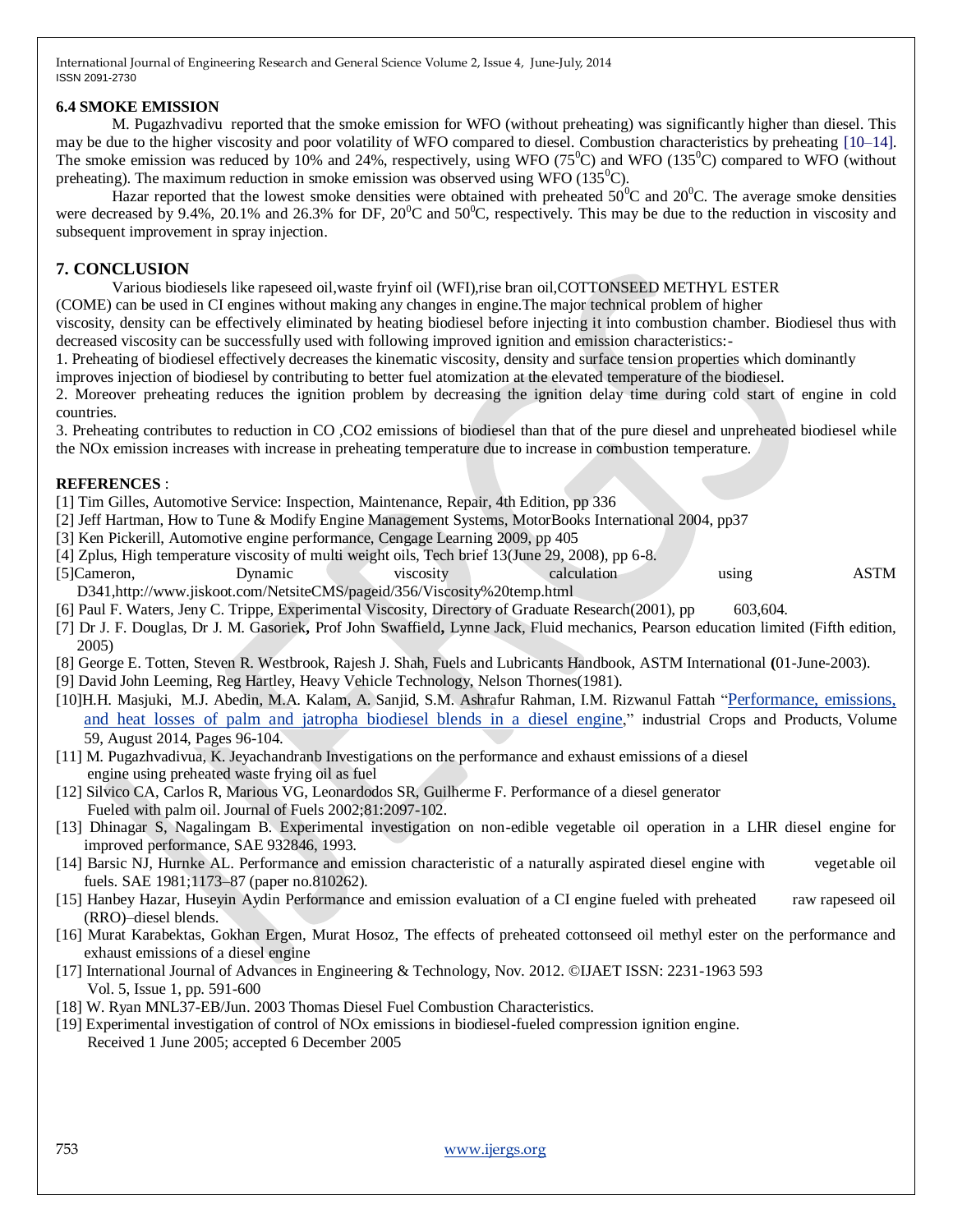### 6.4 SMOKE EMISSION

M. Pugazhvadivu reported that the smoke emission for WFO (without preheating) was significantly higher than diesel. This may be due to the higher viscosity and poor volatility of WFO compared to diesel. Combustion characteristics by preheating [10–14]. The smoke emission was reduced by 10% and 24%, respectively, using WFO ($75^0$C) and WFO ($135^0$C) compared to WFO (without preheating). The maximum reduction in smoke emission was observed using WFO ($135^0$C).

Hazar reported that the lowest smoke densities were obtained with preheated $50^0$C and $20^0$C. The average smoke densities were decreased by 9.4%, 20.1% and 26.3% for DF, $20^0$C and $50^0$C, respectively. This may be due to the reduction in viscosity and subsequent improvement in spray injection.

## 7. CONCLUSION

Various biodiesels like rapeseed oil,waste fryinf oil (WFI),rise bran oil,COTTONSEED METHYL ESTER (COME) can be used in CI engines without making any changes in engine.The major technical problem of higher viscosity, density can be effectively eliminated by heating biodiesel before injecting it into combustion chamber. Biodiesel thus with decreased viscosity can be successfully used with following improved ignition and emission characteristics:-

1. Preheating of biodiesel effectively decreases the kinematic viscosity, density and surface tension properties which dominantly improves injection of biodiesel by contributing to better fuel atomization at the elevated temperature of the biodiesel.
2. Moreover preheating reduces the ignition problem by decreasing the ignition delay time during cold start of engine in cold countries.
3. Preheating contributes to reduction in CO ,CO2 emissions of biodiesel than that of the pure diesel and unpreheated biodiesel while the NOx emission increases with increase in preheating temperature due to increase in combustion temperature.

**REFERENCES** :

[1] Tim Gilles, Automotive Service: Inspection, Maintenance, Repair, 4th Edition, pp 336

[2] Jeff Hartman, How to Tune & Modify Engine Management Systems, MotorBooks International 2004, pp37

[3] Ken Pickerill, Automotive engine performance, Cengage Learning 2009, pp 405

[4] Zplus, High temperature viscosity of multi weight oils, Tech brief 13(June 29, 2008), pp 6-8.

[5]Cameron, Dynamic viscosity calculation using ASTM D341,http://www.jiskoot.com/NetsiteCMS/pageid/356/Viscosity%20temp.html

[6] Paul F. Waters, Jeny C. Trippe, Experimental Viscosity, Directory of Graduate Research(2001), pp 603,604.

[7] Dr J. F. Douglas, Dr J. M. Gasoriek**,** Prof John Swaffield**,** Lynne Jack, Fluid mechanics, Pearson education limited (Fifth edition, 2005)

[8] George E. Totten, Steven R. Westbrook, Rajesh J. Shah, Fuels and Lubricants Handbook, ASTM International **(**01-June-2003).

[9] David John Leeming, Reg Hartley, Heavy Vehicle Technology, Nelson Thornes(1981).

[10]H.H. Masjuki, M.J. Abedin, M.A. Kalam, A. Sanjid, S.M. Ashrafur Rahman, I.M. Rizwanul Fattah "Performance, emissions, and heat losses of palm and jatropha biodiesel blends in a diesel engine," industrial Crops and Products, Volume 59, August 2014, Pages 96-104.

[11] M. Pugazhvadivua, K. Jeyachandranb Investigations on the performance and exhaust emissions of a diesel engine using preheated waste frying oil as fuel

[12] Silvico CA, Carlos R, Marious VG, Leonardodos SR, Guilherme F. Performance of a diesel generator Fueled with palm oil. Journal of Fuels 2002;81:2097-102.

[13] Dhinagar S, Nagalingam B. Experimental investigation on non-edible vegetable oil operation in a LHR diesel engine for improved performance, SAE 932846, 1993.

[14] Barsic NJ, Hurnke AL. Performance and emission characteristic of a naturally aspirated diesel engine with vegetable oil fuels. SAE 1981;1173–87 (paper no.810262).

[15] Hanbey Hazar, Huseyin Aydin Performance and emission evaluation of a CI engine fueled with preheated raw rapeseed oil (RRO)–diesel blends.

[16] Murat Karabektas, Gokhan Ergen, Murat Hosoz, The effects of preheated cottonseed oil methyl ester on the performance and exhaust emissions of a diesel engine

[17] International Journal of Advances in Engineering & Technology, Nov. 2012. ©IJAET ISSN: 2231-1963 593 Vol. 5, Issue 1, pp. 591-600

[18] W. Ryan MNL37-EB/Jun. 2003 Thomas Diesel Fuel Combustion Characteristics.

[19] Experimental investigation of control of NOx emissions in biodiesel-fueled compression ignition engine. Received 1 June 2005; accepted 6 December 2005